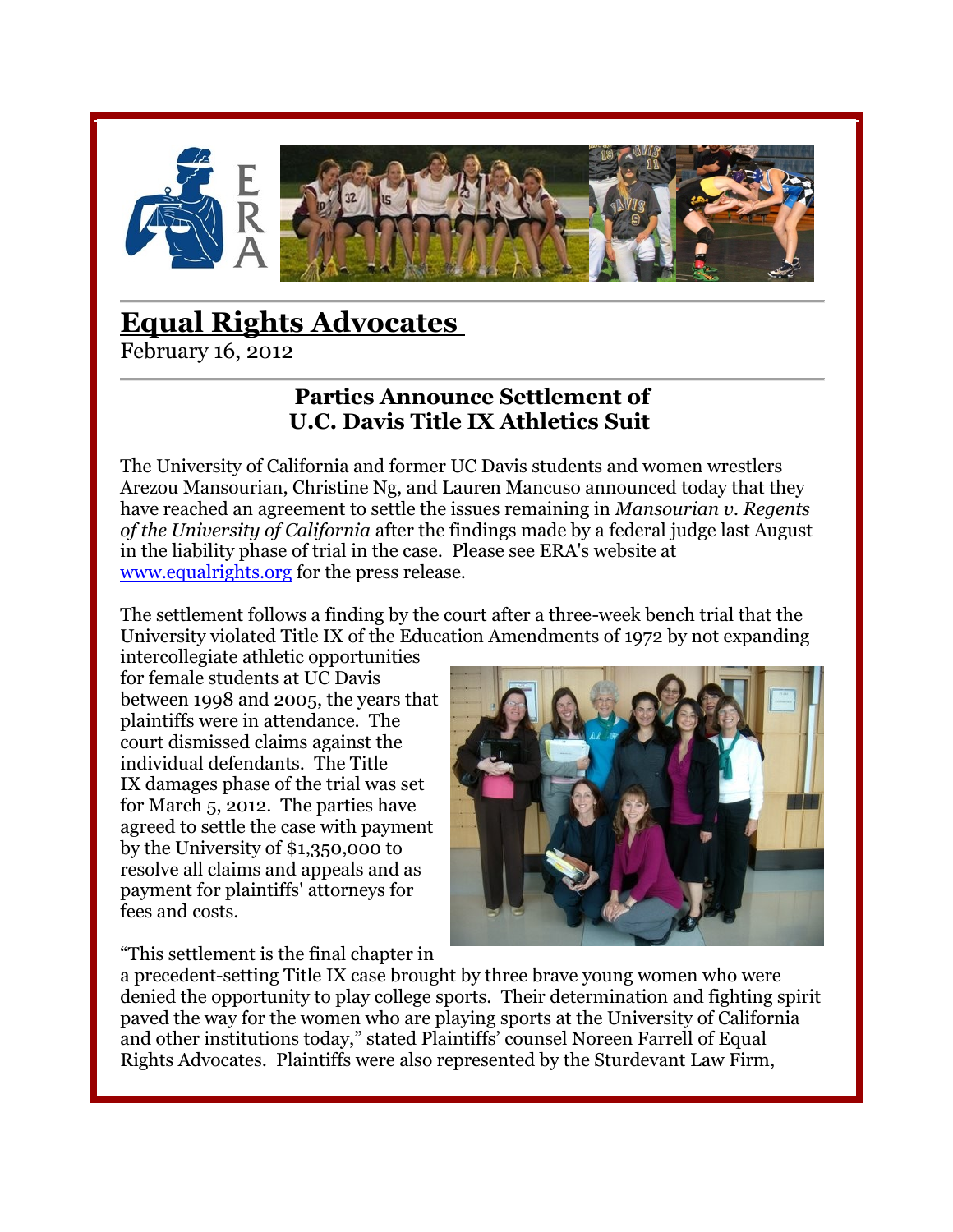# Equal Rights Advocates

February 16, 2012

## Parties Announce Settlement of U.C. Davis Title IX Athletics Suit

The University of California and former UC Davis students and women wrestlers Arezou Mansourian, Christine Ng, and Lauren Mancuso announced today that they have reached an agreement to settle the issues remaining in *Mansourian v. Regents of the University of California* after the findings made by a federal judge last August in the liability phase of trial in the case. Please see ERA's website at [www.equalrights.org](http://www.equalrights.org) for the press release.

The settlement follows a finding by the court after a three-week bench trial that the University violated Title IX of the Education Amendments of 1972 by not expanding intercollegiate athletic opportunities for female students at UC Davis between 1998 and 2005, the years that plaintiffs were in attendance. The court dismissed claims against the individual defendants. The Title IX damages phase of the trial was set for March 5, 2012. The parties have agreed to settle the case with payment by the University of $1,350,000 to resolve all claims and appeals and as payment for plaintiffs' attorneys for fees and costs.

"This settlement is the final chapter in a precedent-setting Title IX case brought by three brave young women who were denied the opportunity to play college sports. Their determination and fighting spirit paved the way for the women who are playing sports at the University of California and other institutions today," stated Plaintiffs' counsel Noreen Farrell of Equal Rights Advocates. Plaintiffs were also represented by the Sturdevant Law Firm,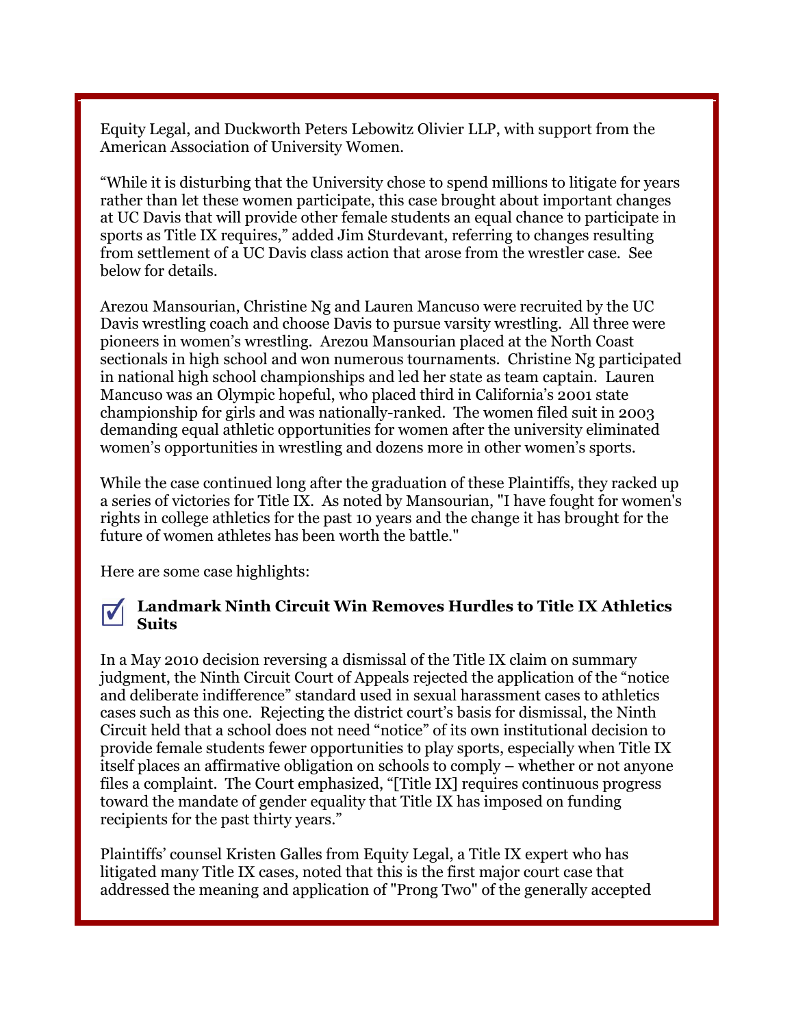Equity Legal, and Duckworth Peters Lebowitz Olivier LLP, with support from the American Association of University Women.

"While it is disturbing that the University chose to spend millions to litigate for years rather than let these women participate, this case brought about important changes at UC Davis that will provide other female students an equal chance to participate in sports as Title IX requires," added Jim Sturdevant, referring to changes resulting from settlement of a UC Davis class action that arose from the wrestler case. See below for details.

Arezou Mansourian, Christine Ng and Lauren Mancuso were recruited by the UC Davis wrestling coach and choose Davis to pursue varsity wrestling. All three were pioneers in women's wrestling. Arezou Mansourian placed at the North Coast sectionals in high school and won numerous tournaments. Christine Ng participated in national high school championships and led her state as team captain. Lauren Mancuso was an Olympic hopeful, who placed third in California's 2001 state championship for girls and was nationally-ranked. The women filed suit in 2003 demanding equal athletic opportunities for women after the university eliminated women's opportunities in wrestling and dozens more in other women's sports.

While the case continued long after the graduation of these Plaintiffs, they racked up a series of victories for Title IX. As noted by Mansourian, "I have fought for women's rights in college athletics for the past 10 years and the change it has brought for the future of women athletes has been worth the battle."

Here are some case highlights:

### ☑ Landmark Ninth Circuit Win Removes Hurdles to Title IX Athletics Suits

In a May 2010 decision reversing a dismissal of the Title IX claim on summary judgment, the Ninth Circuit Court of Appeals rejected the application of the "notice and deliberate indifference" standard used in sexual harassment cases to athletics cases such as this one. Rejecting the district court's basis for dismissal, the Ninth Circuit held that a school does not need "notice" of its own institutional decision to provide female students fewer opportunities to play sports, especially when Title IX itself places an affirmative obligation on schools to comply – whether or not anyone files a complaint. The Court emphasized, "[Title IX] requires continuous progress toward the mandate of gender equality that Title IX has imposed on funding recipients for the past thirty years."

Plaintiffs' counsel Kristen Galles from Equity Legal, a Title IX expert who has litigated many Title IX cases, noted that this is the first major court case that addressed the meaning and application of "Prong Two" of the generally accepted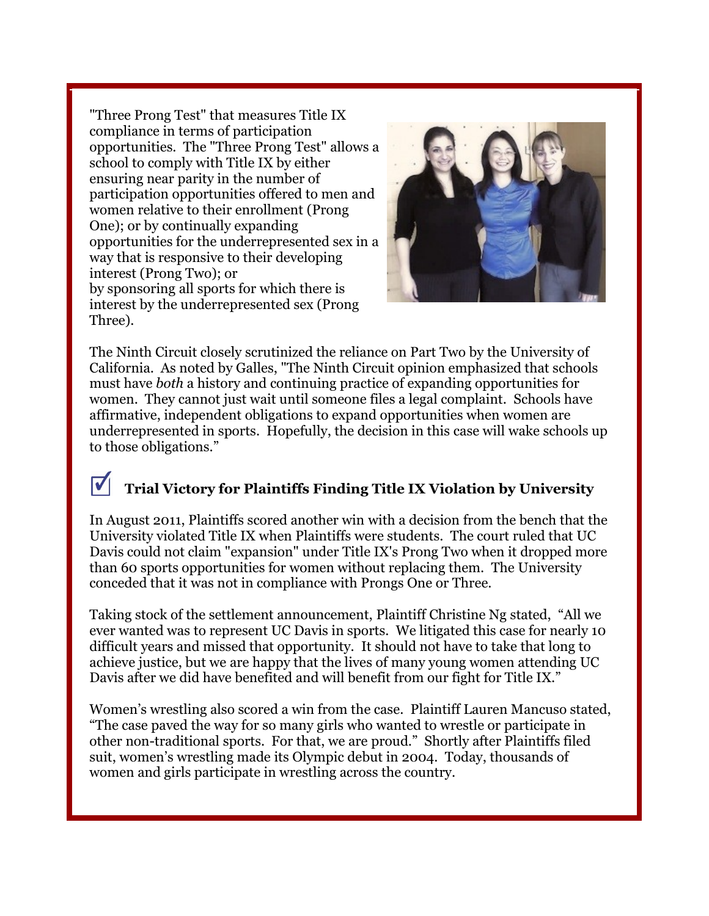"Three Prong Test" that measures Title IX compliance in terms of participation opportunities. The "Three Prong Test" allows a school to comply with Title IX by either ensuring near parity in the number of participation opportunities offered to men and women relative to their enrollment (Prong One); or by continually expanding opportunities for the underrepresented sex in a way that is responsive to their developing interest (Prong Two); or by sponsoring all sports for which there is interest by the underrepresented sex (Prong Three).

The Ninth Circuit closely scrutinized the reliance on Part Two by the University of California. As noted by Galles, "The Ninth Circuit opinion emphasized that schools must have *both* a history and continuing practice of expanding opportunities for women. They cannot just wait until someone files a legal complaint. Schools have affirmative, independent obligations to expand opportunities when women are underrepresented in sports. Hopefully, the decision in this case will wake schools up to those obligations."

## ☑ Trial Victory for Plaintiffs Finding Title IX Violation by University

In August 2011, Plaintiffs scored another win with a decision from the bench that the University violated Title IX when Plaintiffs were students. The court ruled that UC Davis could not claim "expansion" under Title IX's Prong Two when it dropped more than 60 sports opportunities for women without replacing them. The University conceded that it was not in compliance with Prongs One or Three.

Taking stock of the settlement announcement, Plaintiff Christine Ng stated, "All we ever wanted was to represent UC Davis in sports. We litigated this case for nearly 10 difficult years and missed that opportunity. It should not have to take that long to achieve justice, but we are happy that the lives of many young women attending UC Davis after we did have benefited and will benefit from our fight for Title IX."

Women's wrestling also scored a win from the case. Plaintiff Lauren Mancuso stated, "The case paved the way for so many girls who wanted to wrestle or participate in other non-traditional sports. For that, we are proud." Shortly after Plaintiffs filed suit, women's wrestling made its Olympic debut in 2004. Today, thousands of women and girls participate in wrestling across the country.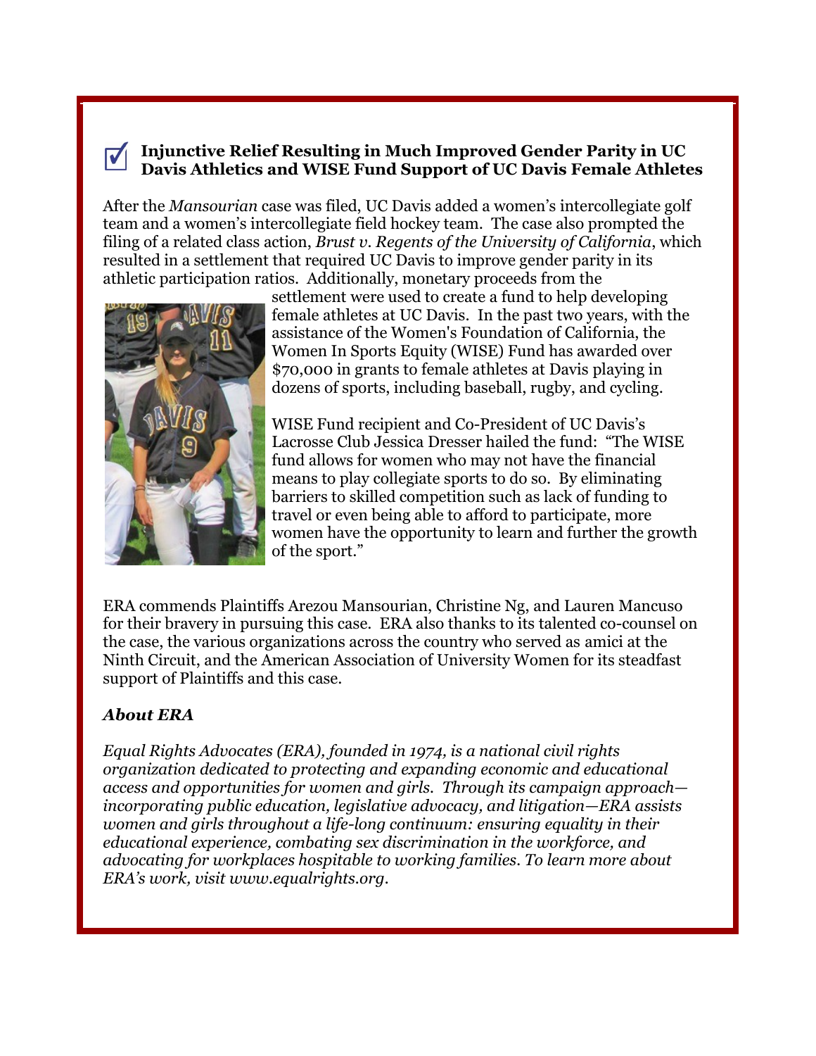### ☑ Injunctive Relief Resulting in Much Improved Gender Parity in UC Davis Athletics and WISE Fund Support of UC Davis Female Athletes

After the *Mansourian* case was filed, UC Davis added a women's intercollegiate golf team and a women's intercollegiate field hockey team. The case also prompted the filing of a related class action, *Brust v. Regents of the University of California*, which resulted in a settlement that required UC Davis to improve gender parity in its athletic participation ratios. Additionally, monetary proceeds from the settlement were used to create a fund to help developing female athletes at UC Davis. In the past two years, with the assistance of the Women's Foundation of California, the Women In Sports Equity (WISE) Fund has awarded over $70,000 in grants to female athletes at Davis playing in dozens of sports, including baseball, rugby, and cycling.

WISE Fund recipient and Co-President of UC Davis's Lacrosse Club Jessica Dresser hailed the fund: "The WISE fund allows for women who may not have the financial means to play collegiate sports to do so. By eliminating barriers to skilled competition such as lack of funding to travel or even being able to afford to participate, more women have the opportunity to learn and further the growth of the sport."

ERA commends Plaintiffs Arezou Mansourian, Christine Ng, and Lauren Mancuso for their bravery in pursuing this case. ERA also thanks to its talented co-counsel on the case, the various organizations across the country who served as amici at the Ninth Circuit, and the American Association of University Women for its steadfast support of Plaintiffs and this case.

### *About ERA*

*Equal Rights Advocates (ERA), founded in 1974, is a national civil rights organization dedicated to protecting and expanding economic and educational access and opportunities for women and girls. Through its campaign approach—incorporating public education, legislative advocacy, and litigation—ERA assists women and girls throughout a life-long continuum: ensuring equality in their educational experience, combating sex discrimination in the workforce, and advocating for workplaces hospitable to working families. To learn more about ERA's work, visit www.equalrights.org.*